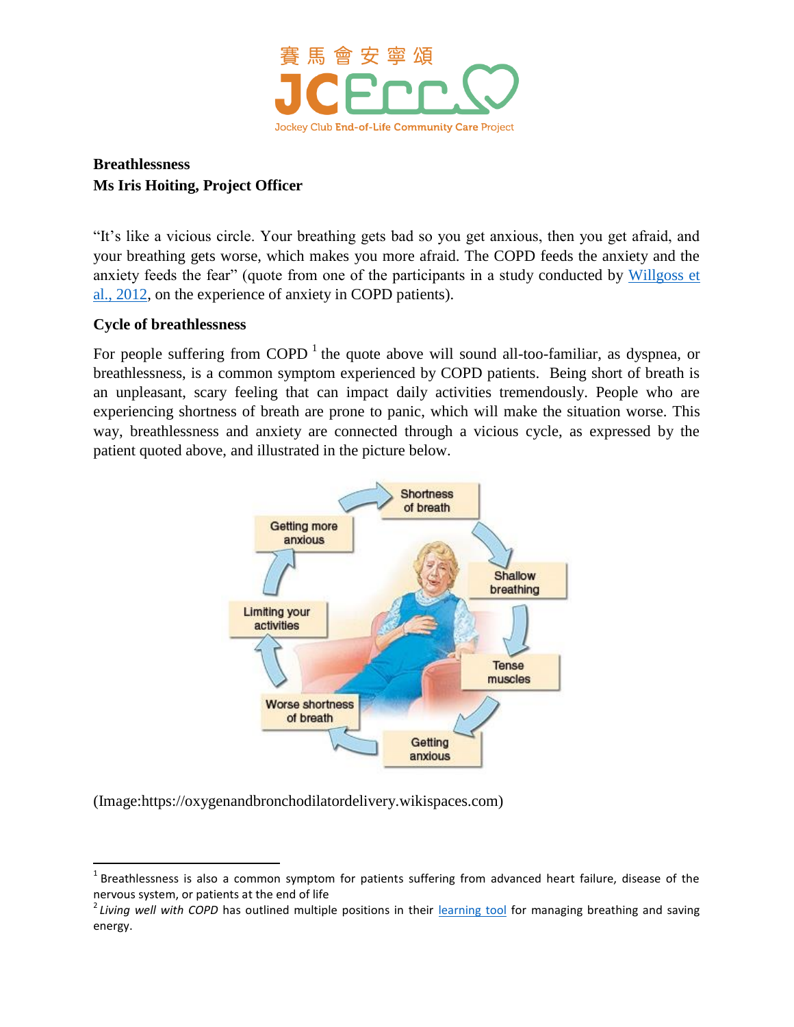**Breathlessness**
**Ms Iris Hoiting, Project Officer**

"It's like a vicious circle. Your breathing gets bad so you get anxious, then you get afraid, and your breathing gets worse, which makes you more afraid. The COPD feeds the anxiety and the anxiety feeds the fear" (quote from one of the participants in a study conducted by [Willgoss et al., 2012](), on the experience of anxiety in COPD patients).

**Cycle of breathlessness**

For people suffering from COPD [1] the quote above will sound all-too-familiar, as dyspnea, or breathlessness, is a common symptom experienced by COPD patients. Being short of breath is an unpleasant, scary feeling that can impact daily activities tremendously. People who are experiencing shortness of breath are prone to panic, which will make the situation worse. This way, breathlessness and anxiety are connected through a vicious cycle, as expressed by the patient quoted above, and illustrated in the picture below.

(Image:https://oxygenandbronchodilatordelivery.wikispaces.com)

---

[1] Breathlessness is also a common symptom for patients suffering from advanced heart failure, disease of the nervous system, or patients at the end of life

[2] *Living well with COPD* has outlined multiple positions in their [learning tool]() for managing breathing and saving energy.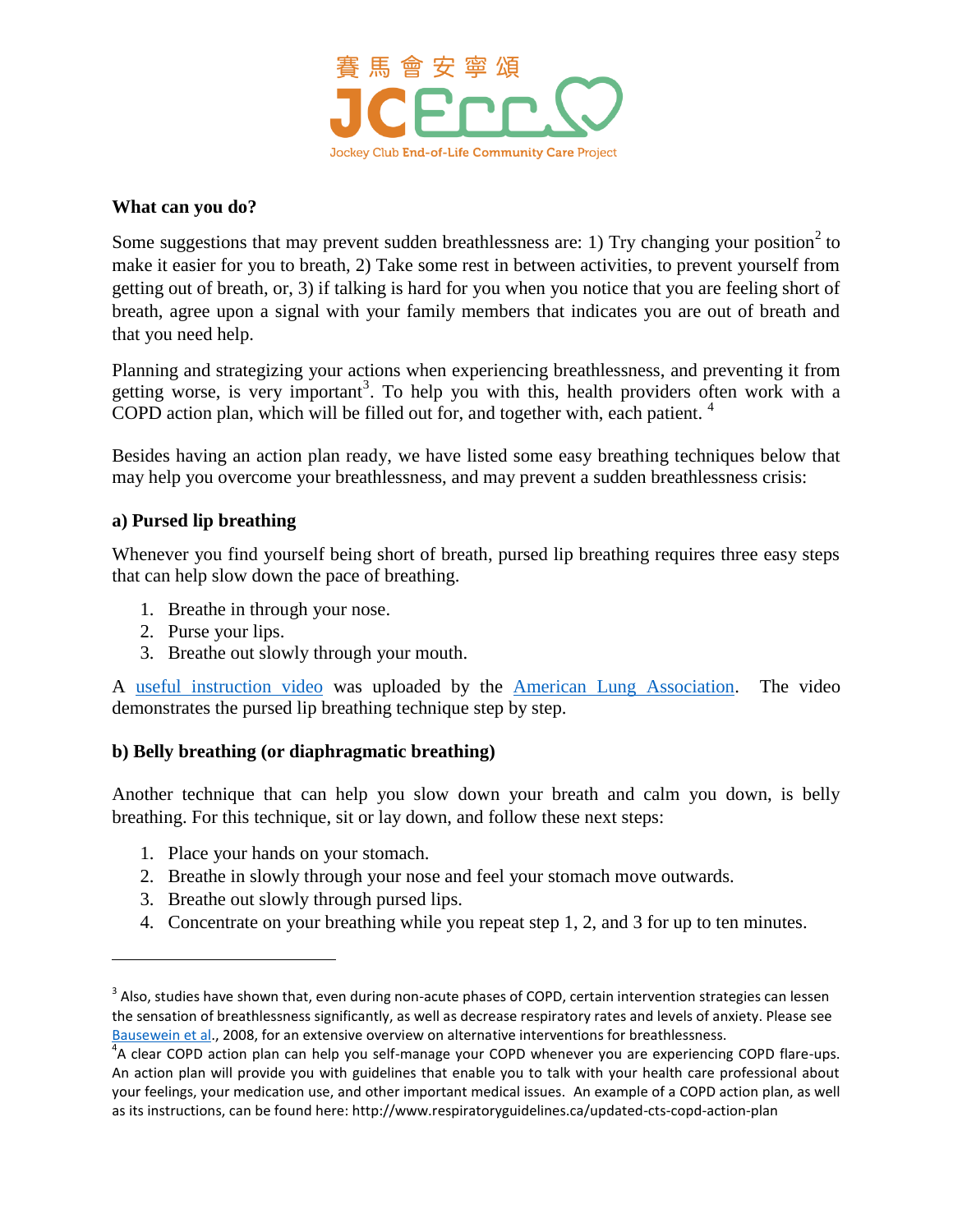**What can you do?**

Some suggestions that may prevent sudden breathlessness are: 1) Try changing your position[2] to make it easier for you to breath, 2) Take some rest in between activities, to prevent yourself from getting out of breath, or, 3) if talking is hard for you when you notice that you are feeling short of breath, agree upon a signal with your family members that indicates you are out of breath and that you need help.

Planning and strategizing your actions when experiencing breathlessness, and preventing it from getting worse, is very important[3]. To help you with this, health providers often work with a COPD action plan, which will be filled out for, and together with, each patient. [4]

Besides having an action plan ready, we have listed some easy breathing techniques below that may help you overcome your breathlessness, and may prevent a sudden breathlessness crisis:

**a) Pursed lip breathing**

Whenever you find yourself being short of breath, pursed lip breathing requires three easy steps that can help slow down the pace of breathing.

1. Breathe in through your nose.
2. Purse your lips.
3. Breathe out slowly through your mouth.

A useful instruction video was uploaded by the American Lung Association. The video demonstrates the pursed lip breathing technique step by step.

**b) Belly breathing (or diaphragmatic breathing)**

Another technique that can help you slow down your breath and calm you down, is belly breathing. For this technique, sit or lay down, and follow these next steps:

1. Place your hands on your stomach.
2. Breathe in slowly through your nose and feel your stomach move outwards.
3. Breathe out slowly through pursed lips.
4. Concentrate on your breathing while you repeat step 1, 2, and 3 for up to ten minutes.

---

[3] Also, studies have shown that, even during non-acute phases of COPD, certain intervention strategies can lessen the sensation of breathlessness significantly, as well as decrease respiratory rates and levels of anxiety. Please see Bausewein et al., 2008, for an extensive overview on alternative interventions for breathlessness.

[4] A clear COPD action plan can help you self-manage your COPD whenever you are experiencing COPD flare-ups. An action plan will provide you with guidelines that enable you to talk with your health care professional about your feelings, your medication use, and other important medical issues. An example of a COPD action plan, as well as its instructions, can be found here: http://www.respiratoryguidelines.ca/updated-cts-copd-action-plan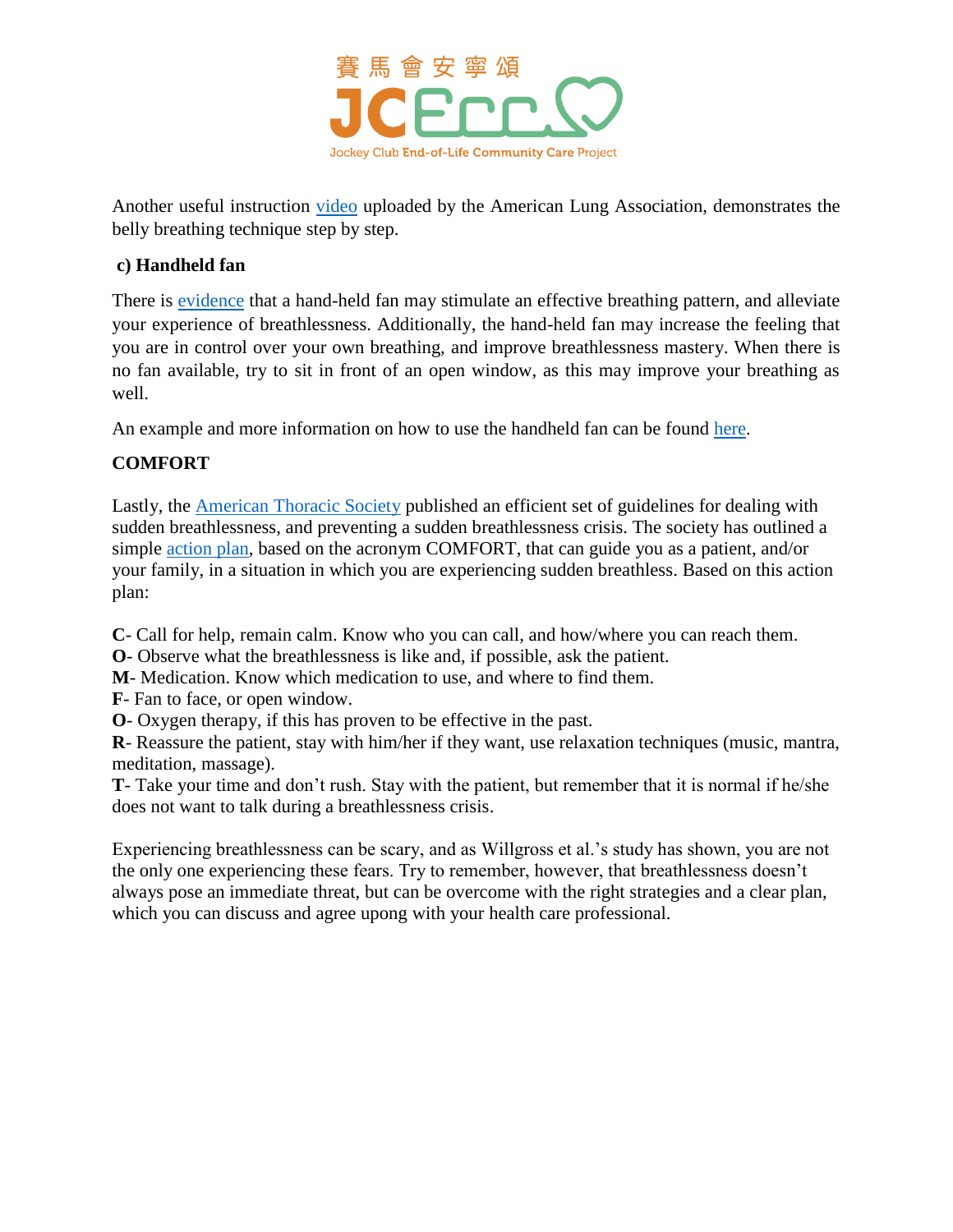Another useful instruction video uploaded by the American Lung Association, demonstrates the belly breathing technique step by step.

### c) Handheld fan

There is evidence that a hand-held fan may stimulate an effective breathing pattern, and alleviate your experience of breathlessness. Additionally, the hand-held fan may increase the feeling that you are in control over your own breathing, and improve breathlessness mastery. When there is no fan available, try to sit in front of an open window, as this may improve your breathing as well.

An example and more information on how to use the handheld fan can be found here.

### COMFORT

Lastly, the American Thoracic Society published an efficient set of guidelines for dealing with sudden breathlessness, and preventing a sudden breathlessness crisis. The society has outlined a simple action plan, based on the acronym COMFORT, that can guide you as a patient, and/or your family, in a situation in which you are experiencing sudden breathless. Based on this action plan:

**C**- Call for help, remain calm. Know who you can call, and how/where you can reach them.
**O**- Observe what the breathlessness is like and, if possible, ask the patient.
**M**- Medication. Know which medication to use, and where to find them.
**F**- Fan to face, or open window.
**O**- Oxygen therapy, if this has proven to be effective in the past.
**R**- Reassure the patient, stay with him/her if they want, use relaxation techniques (music, mantra, meditation, massage).
**T**- Take your time and don't rush. Stay with the patient, but remember that it is normal if he/she does not want to talk during a breathlessness crisis.

Experiencing breathlessness can be scary, and as Willgross et al.'s study has shown, you are not the only one experiencing these fears. Try to remember, however, that breathlessness doesn't always pose an immediate threat, but can be overcome with the right strategies and a clear plan, which you can discuss and agree upong with your health care professional.